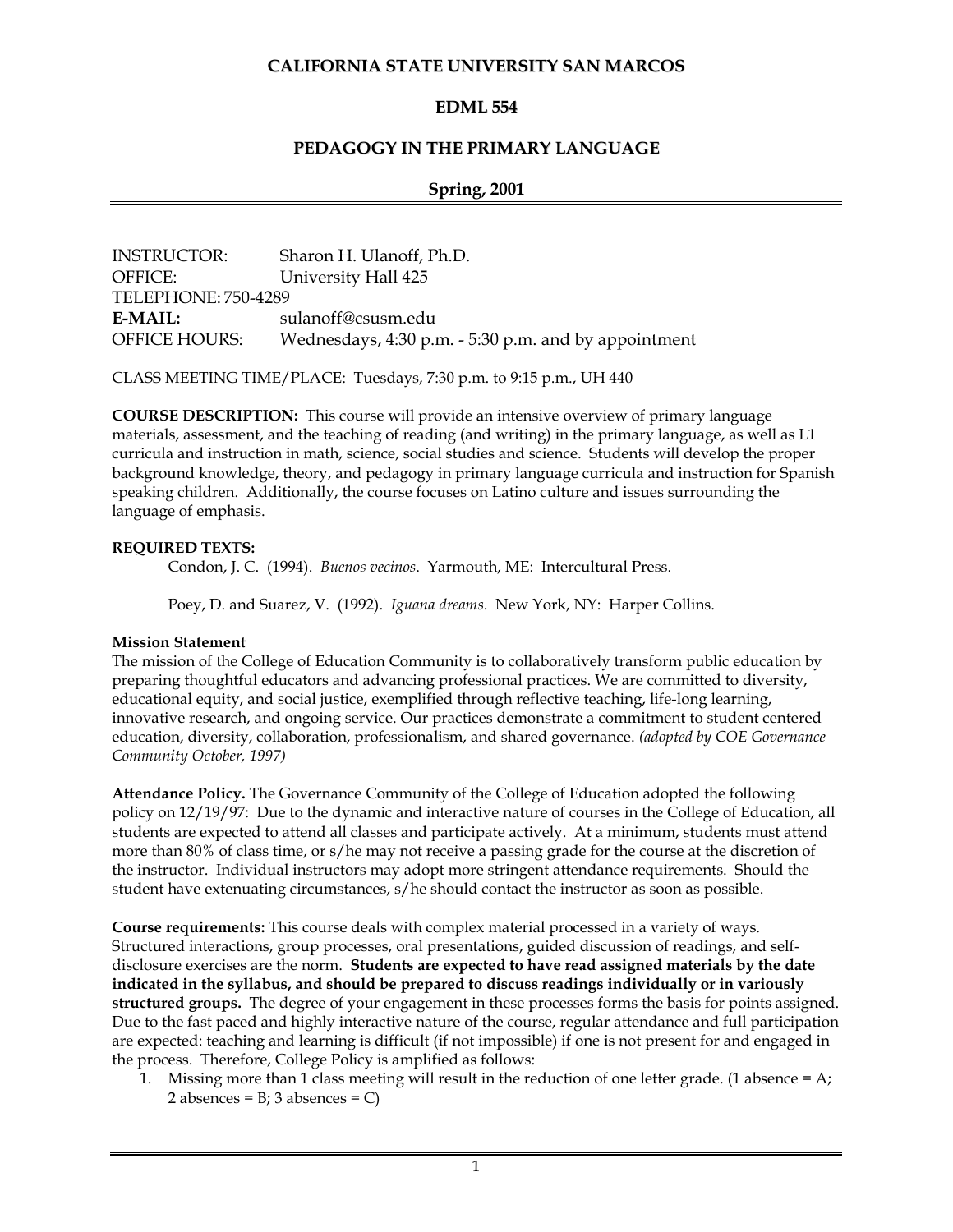# CALIFORNIA STATE UNIVERSITY SAN MARCOS

## EDML 554

## PEDAGOGY IN THE PRIMARY LANGUAGE

**Spring, 2001**

INSTRUCTOR: Sharon H. Ulanoff, Ph.D.
OFFICE: University Hall 425
TELEPHONE: 750-4289
**E-MAIL:** sulanoff@csusm.edu
OFFICE HOURS: Wednesdays, 4:30 p.m. - 5:30 p.m. and by appointment

CLASS MEETING TIME/PLACE: Tuesdays, 7:30 p.m. to 9:15 p.m., UH 440

**COURSE DESCRIPTION:** This course will provide an intensive overview of primary language materials, assessment, and the teaching of reading (and writing) in the primary language, as well as L1 curricula and instruction in math, science, social studies and science. Students will develop the proper background knowledge, theory, and pedagogy in primary language curricula and instruction for Spanish speaking children. Additionally, the course focuses on Latino culture and issues surrounding the language of emphasis.

**REQUIRED TEXTS:**

Condon, J. C. (1994). *Buenos vecinos*. Yarmouth, ME: Intercultural Press.

Poey, D. and Suarez, V. (1992). *Iguana dreams*. New York, NY: Harper Collins.

**Mission Statement**

The mission of the College of Education Community is to collaboratively transform public education by preparing thoughtful educators and advancing professional practices. We are committed to diversity, educational equity, and social justice, exemplified through reflective teaching, life-long learning, innovative research, and ongoing service. Our practices demonstrate a commitment to student centered education, diversity, collaboration, professionalism, and shared governance. *(adopted by COE Governance Community October, 1997)*

**Attendance Policy.** The Governance Community of the College of Education adopted the following policy on 12/19/97: Due to the dynamic and interactive nature of courses in the College of Education, all students are expected to attend all classes and participate actively. At a minimum, students must attend more than 80% of class time, or s/he may not receive a passing grade for the course at the discretion of the instructor. Individual instructors may adopt more stringent attendance requirements. Should the student have extenuating circumstances, s/he should contact the instructor as soon as possible.

**Course requirements:** This course deals with complex material processed in a variety of ways. Structured interactions, group processes, oral presentations, guided discussion of readings, and self-disclosure exercises are the norm. **Students are expected to have read assigned materials by the date indicated in the syllabus, and should be prepared to discuss readings individually or in variously structured groups.** The degree of your engagement in these processes forms the basis for points assigned. Due to the fast paced and highly interactive nature of the course, regular attendance and full participation are expected: teaching and learning is difficult (if not impossible) if one is not present for and engaged in the process. Therefore, College Policy is amplified as follows:

1. Missing more than 1 class meeting will result in the reduction of one letter grade. (1 absence = A; 2 absences = B; 3 absences = C)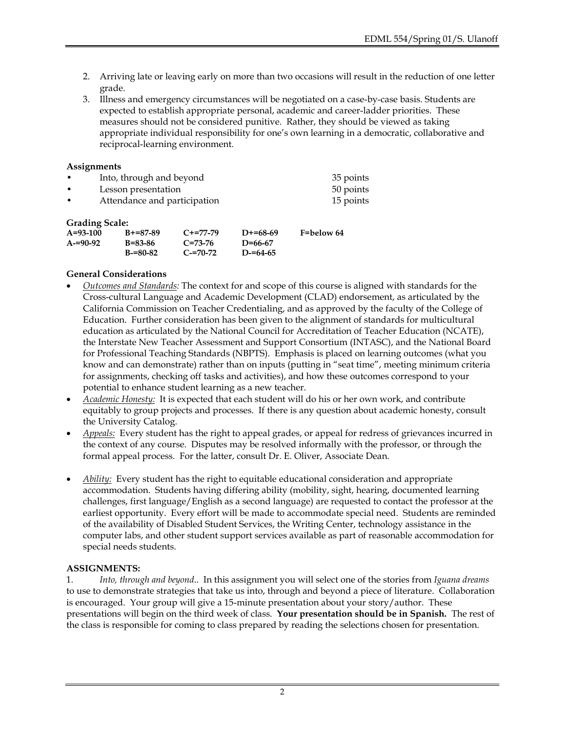2. Arriving late or leaving early on more than two occasions will result in the reduction of one letter grade.
3. Illness and emergency circumstances will be negotiated on a case-by-case basis. Students are expected to establish appropriate personal, academic and career-ladder priorities. These measures should not be considered punitive. Rather, they should be viewed as taking appropriate individual responsibility for one's own learning in a democratic, collaborative and reciprocal-learning environment.

**Assignments**

| | |
|---|---|
| • Into, through and beyond | 35 points |
| • Lesson presentation | 50 points |
| • Attendance and participation | 15 points |

**Grading Scale:**

| | | | | |
|---|---|---|---|---|
| **A=93-100** | **B+=87-89** | **C+=77-79** | **D+=68-69** | **F=below 64** |
| **A-=90-92** | **B=83-86** | **C=73-76** | **D=66-67** | |
| | **B-=80-82** | **C-=70-72** | **D-=64-65** | |

**General Considerations**

- *Outcomes and Standards:* The context for and scope of this course is aligned with standards for the Cross-cultural Language and Academic Development (CLAD) endorsement, as articulated by the California Commission on Teacher Credentialing, and as approved by the faculty of the College of Education. Further consideration has been given to the alignment of standards for multicultural education as articulated by the National Council for Accreditation of Teacher Education (NCATE), the Interstate New Teacher Assessment and Support Consortium (INTASC), and the National Board for Professional Teaching Standards (NBPTS). Emphasis is placed on learning outcomes (what you know and can demonstrate) rather than on inputs (putting in "seat time", meeting minimum criteria for assignments, checking off tasks and activities), and how these outcomes correspond to your potential to enhance student learning as a new teacher.
- *Academic Honesty:* It is expected that each student will do his or her own work, and contribute equitably to group projects and processes. If there is any question about academic honesty, consult the University Catalog.
- *Appeals:* Every student has the right to appeal grades, or appeal for redress of grievances incurred in the context of any course. Disputes may be resolved informally with the professor, or through the formal appeal process. For the latter, consult Dr. E. Oliver, Associate Dean.
- *Ability:* Every student has the right to equitable educational consideration and appropriate accommodation. Students having differing ability (mobility, sight, hearing, documented learning challenges, first language/English as a second language) are requested to contact the professor at the earliest opportunity. Every effort will be made to accommodate special need. Students are reminded of the availability of Disabled Student Services, the Writing Center, technology assistance in the computer labs, and other student support services available as part of reasonable accommodation for special needs students.

**ASSIGNMENTS:**

1. *Into, through and beyond*.. In this assignment you will select one of the stories from *Iguana dreams* to use to demonstrate strategies that take us into, through and beyond a piece of literature. Collaboration is encouraged. Your group will give a 15-minute presentation about your story/author. These presentations will begin on the third week of class. **Your presentation should be in Spanish.** The rest of the class is responsible for coming to class prepared by reading the selections chosen for presentation.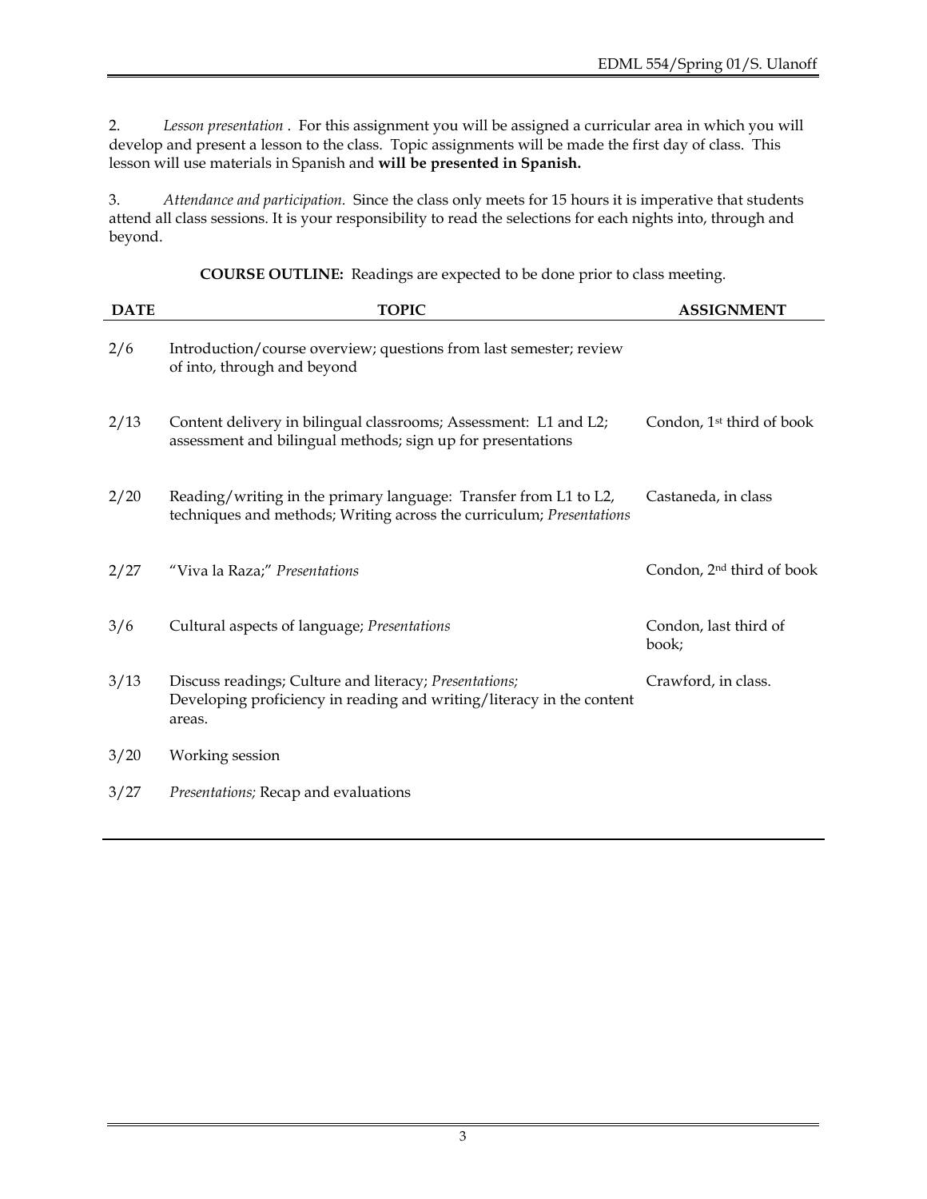2. *Lesson presentation* . For this assignment you will be assigned a curricular area in which you will develop and present a lesson to the class. Topic assignments will be made the first day of class. This lesson will use materials in Spanish and **will be presented in Spanish.**

3. *Attendance and participation.* Since the class only meets for 15 hours it is imperative that students attend all class sessions. It is your responsibility to read the selections for each nights into, through and beyond.

**COURSE OUTLINE:** Readings are expected to be done prior to class meeting.

| DATE | TOPIC | ASSIGNMENT |
|---|---|---|
| 2/6 | Introduction/course overview; questions from last semester; review of into, through and beyond | |
| 2/13 | Content delivery in bilingual classrooms; Assessment: L1 and L2; assessment and bilingual methods; sign up for presentations | Condon, 1st third of book |
| 2/20 | Reading/writing in the primary language: Transfer from L1 to L2, techniques and methods; Writing across the curriculum; *Presentations* | Castaneda, in class |
| 2/27 | "Viva la Raza;" *Presentations* | Condon, 2nd third of book |
| 3/6 | Cultural aspects of language; *Presentations* | Condon, last third of book; |
| 3/13 | Discuss readings; Culture and literacy; *Presentations;* Developing proficiency in reading and writing/literacy in the content areas. | Crawford, in class. |
| 3/20 | Working session | |
| 3/27 | *Presentations;* Recap and evaluations | |